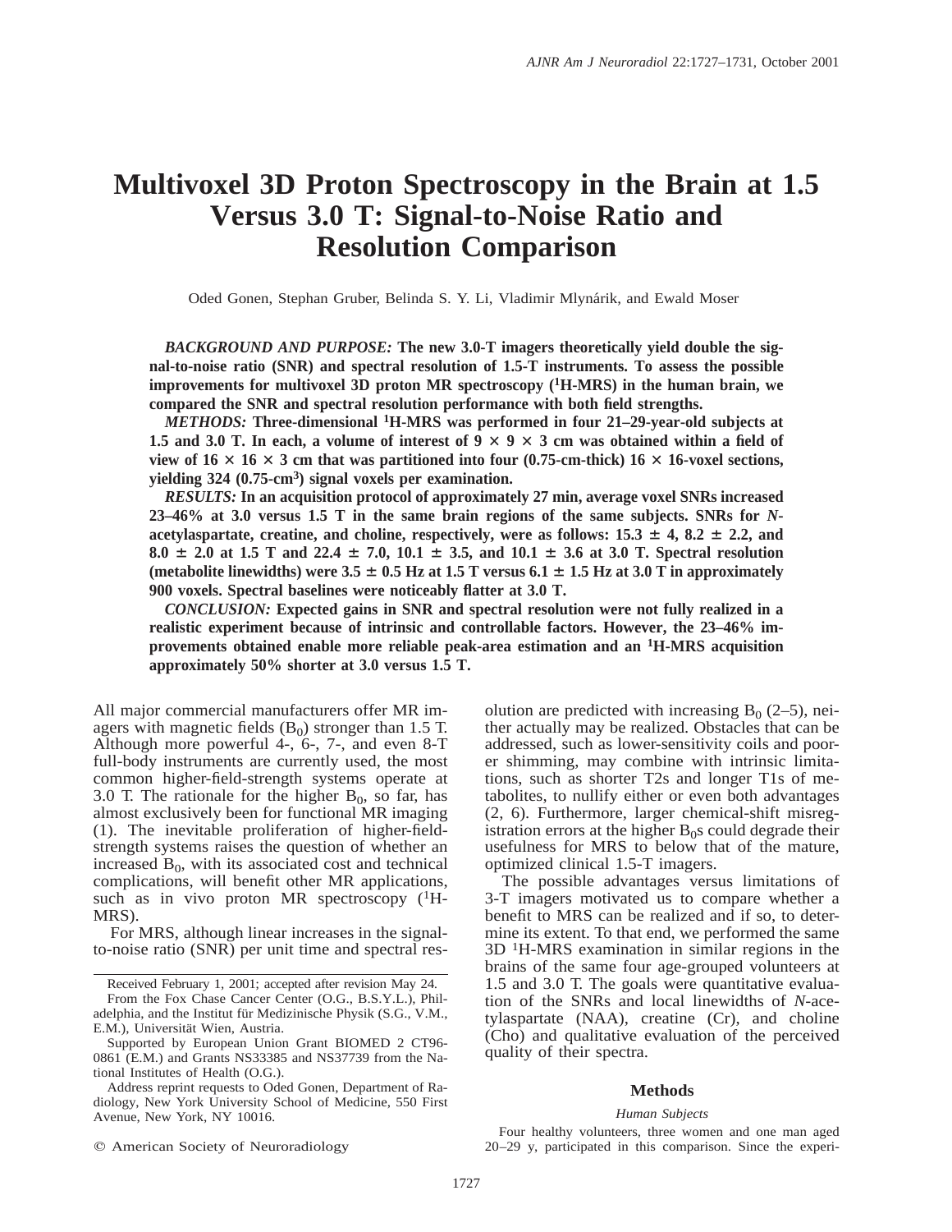# Multivoxel 3D Proton Spectroscopy in the Brain at 1.5 Versus 3.0 T: Signal-to-Noise Ratio and Resolution Comparison

Oded Gonen, Stephan Gruber, Belinda S. Y. Li, Vladimir Mlynárik, and Ewald Moser

***BACKGROUND AND PURPOSE:*** **The new 3.0-T imagers theoretically yield double the signal-to-noise ratio (SNR) and spectral resolution of 1.5-T instruments. To assess the possible improvements for multivoxel 3D proton MR spectroscopy ($^1$H-MRS) in the human brain, we compared the SNR and spectral resolution performance with both field strengths.**

***METHODS:*** **Three-dimensional $^1$H-MRS was performed in four 21–29-year-old subjects at 1.5 and 3.0 T. In each, a volume of interest of 9 × 9 × 3 cm was obtained within a field of view of 16 × 16 × 3 cm that was partitioned into four (0.75-cm-thick) 16 × 16-voxel sections, yielding 324 (0.75-cm$^3$) signal voxels per examination.**

***RESULTS:*** **In an acquisition protocol of approximately 27 min, average voxel SNRs increased 23–46% at 3.0 versus 1.5 T in the same brain regions of the same subjects. SNRs for *N*-acetylaspartate, creatine, and choline, respectively, were as follows: 15.3 ± 4, 8.2 ± 2.2, and 8.0 ± 2.0 at 1.5 T and 22.4 ± 7.0, 10.1 ± 3.5, and 10.1 ± 3.6 at 3.0 T. Spectral resolution (metabolite linewidths) were 3.5 ± 0.5 Hz at 1.5 T versus 6.1 ± 1.5 Hz at 3.0 T in approximately 900 voxels. Spectral baselines were noticeably flatter at 3.0 T.**

***CONCLUSION:*** **Expected gains in SNR and spectral resolution were not fully realized in a realistic experiment because of intrinsic and controllable factors. However, the 23–46% improvements obtained enable more reliable peak-area estimation and an $^1$H-MRS acquisition approximately 50% shorter at 3.0 versus 1.5 T.**

All major commercial manufacturers offer MR imagers with magnetic fields ($B_0$) stronger than 1.5 T. Although more powerful 4-, 6-, 7-, and even 8-T full-body instruments are currently used, the most common higher-field-strength systems operate at 3.0 T. The rationale for the higher $B_0$, so far, has almost exclusively been for functional MR imaging (1). The inevitable proliferation of higher-field-strength systems raises the question of whether an increased $B_0$, with its associated cost and technical complications, will benefit other MR applications, such as in vivo proton MR spectroscopy ($^1$H-MRS).

For MRS, although linear increases in the signal-to-noise ratio (SNR) per unit time and spectral resolution are predicted with increasing $B_0$ (2–5), neither actually may be realized. Obstacles that can be addressed, such as lower-sensitivity coils and poorer shimming, may combine with intrinsic limitations, such as shorter T2s and longer T1s of metabolites, to nullify either or even both advantages (2, 6). Furthermore, larger chemical-shift misregistration errors at the higher $B_0$s could degrade their usefulness for MRS to below that of the mature, optimized clinical 1.5-T imagers.

The possible advantages versus limitations of 3-T imagers motivated us to compare whether a benefit to MRS can be realized and if so, to determine its extent. To that end, we performed the same 3D $^1$H-MRS examination in similar regions in the brains of the same four age-grouped volunteers at 1.5 and 3.0 T. The goals were quantitative evaluation of the SNRs and local linewidths of *N*-acetylaspartate (NAA), creatine (Cr), and choline (Cho) and qualitative evaluation of the perceived quality of their spectra.

Received February 1, 2001; accepted after revision May 24.

From the Fox Chase Cancer Center (O.G., B.S.Y.L.), Philadelphia, and the Institut für Medizinische Physik (S.G., V.M., E.M.), Universität Wien, Austria.

Supported by European Union Grant BIOMED 2 CT96-0861 (E.M.) and Grants NS33385 and NS37739 from the National Institutes of Health (O.G.).

Address reprint requests to Oded Gonen, Department of Radiology, New York University School of Medicine, 550 First Avenue, New York, NY 10016.

© American Society of Neuroradiology

## Methods

### *Human Subjects*

Four healthy volunteers, three women and one man aged 20–29 y, participated in this comparison. Since the experi-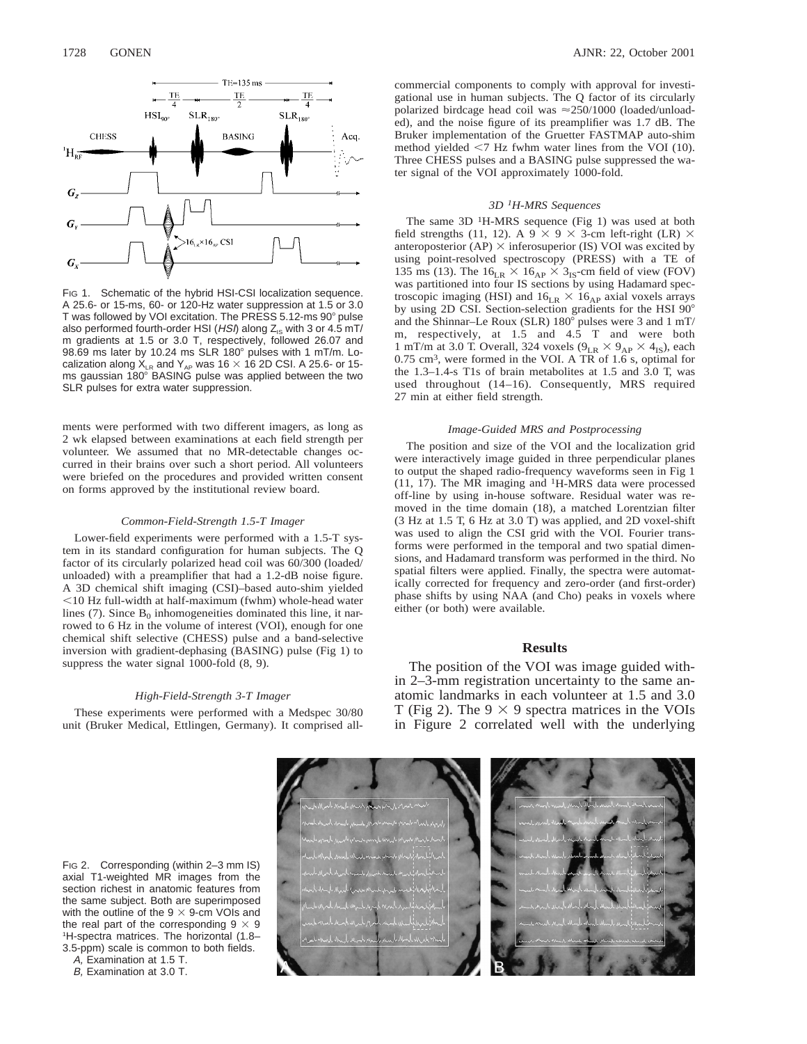FIG 1. Schematic of the hybrid HSI-CSI localization sequence. A 25.6- or 15-ms, 60- or 120-Hz water suppression at 1.5 or 3.0 T was followed by VOI excitation. The PRESS 5.12-ms 90° pulse also performed fourth-order HSI (*HSI*) along $Z_{IS}$ with 3 or 4.5 mT/m gradients at 1.5 or 3.0 T, respectively, followed 26.07 and 98.69 ms later by 10.24 ms SLR 180° pulses with 1 mT/m. Localization along $X_{LR}$ and $Y_{AP}$ was 16 × 16 2D CSI. A 25.6- or 15-ms gaussian 180° BASING pulse was applied between the two SLR pulses for extra water suppression.

ments were performed with two different imagers, as long as 2 wk elapsed between examinations at each field strength per volunteer. We assumed that no MR-detectable changes occurred in their brains over such a short period. All volunteers were briefed on the procedures and provided written consent on forms approved by the institutional review board.

#### *Common-Field-Strength 1.5-T Imager*

Lower-field experiments were performed with a 1.5-T system in its standard configuration for human subjects. The Q factor of its circularly polarized head coil was 60/300 (loaded/unloaded) with a preamplifier that had a 1.2-dB noise figure. A 3D chemical shift imaging (CSI)–based auto-shim yielded <10 Hz full-width at half-maximum (fwhm) whole-head water lines (7). Since $B_0$ inhomogeneities dominated this line, it narrowed to 6 Hz in the volume of interest (VOI), enough for one chemical shift selective (CHESS) pulse and a band-selective inversion with gradient-dephasing (BASING) pulse (Fig 1) to suppress the water signal 1000-fold (8, 9).

#### *High-Field-Strength 3-T Imager*

These experiments were performed with a Medspec 30/80 unit (Bruker Medical, Ettlingen, Germany). It comprised all-commercial components to comply with approval for investigational use in human subjects. The Q factor of its circularly polarized birdcage head coil was ≈250/1000 (loaded/unloaded), and the noise figure of its preamplifier was 1.7 dB. The Bruker implementation of the Gruetter FASTMAP auto-shim method yielded <7 Hz fwhm water lines from the VOI (10). Three CHESS pulses and a BASING pulse suppressed the water signal of the VOI approximately 1000-fold.

#### *3D $^1$H-MRS Sequences*

The same 3D $^1$H-MRS sequence (Fig 1) was used at both field strengths (11, 12). A 9 × 9 × 3-cm left-right (LR) × anteroposterior (AP) × inferosuperior (IS) VOI was excited by using point-resolved spectroscopy (PRESS) with a TE of 135 ms (13). The $16_{LR} \times 16_{AP} \times 3_{IS}$-cm field of view (FOV) was partitioned into four IS sections by using Hadamard spectroscopic imaging (HSI) and $16_{LR} \times 16_{AP}$ axial voxels arrays by using 2D CSI. Section-selection gradients for the HSI 90° and the Shinnar–Le Roux (SLR) 180° pulses were 3 and 1 mT/m, respectively, at 1.5 and 4.5 T and were both 1 mT/m at 3.0 T. Overall, 324 voxels ($9_{LR} \times 9_{AP} \times 4_{IS}$), each 0.75 cm$^3$, were formed in the VOI. A TR of 1.6 s, optimal for the 1.3–1.4-s T1s of brain metabolites at 1.5 and 3.0 T, was used throughout (14–16). Consequently, MRS required 27 min at either field strength.

#### *Image-Guided MRS and Postprocessing*

The position and size of the VOI and the localization grid were interactively image guided in three perpendicular planes to output the shaped radio-frequency waveforms seen in Fig 1 (11, 17). The MR imaging and $^1$H-MRS data were processed off-line by using in-house software. Residual water was removed in the time domain (18), a matched Lorentzian filter (3 Hz at 1.5 T, 6 Hz at 3.0 T) was applied, and 2D voxel-shift was used to align the CSI grid with the VOI. Fourier transforms were performed in the temporal and two spatial dimensions, and Hadamard transform was performed in the third. No spatial filters were applied. Finally, the spectra were automatically corrected for frequency and zero-order (and first-order) phase shifts by using NAA (and Cho) peaks in voxels where either (or both) were available.

## Results

The position of the VOI was image guided within 2–3-mm registration uncertainty to the same anatomic landmarks in each volunteer at 1.5 and 3.0 T (Fig 2). The 9 × 9 spectra matrices in the VOIs in Figure 2 correlated well with the underlying

FIG 2. Corresponding (within 2–3 mm IS) axial T1-weighted MR images from the section richest in anatomic features from the same subject. Both are superimposed with the outline of the 9 × 9-cm VOIs and the real part of the corresponding 9 × 9 $^1$H-spectra matrices. The horizontal (1.8–3.5-ppm) scale is common to both fields.

*A,* Examination at 1.5 T.

*B,* Examination at 3.0 T.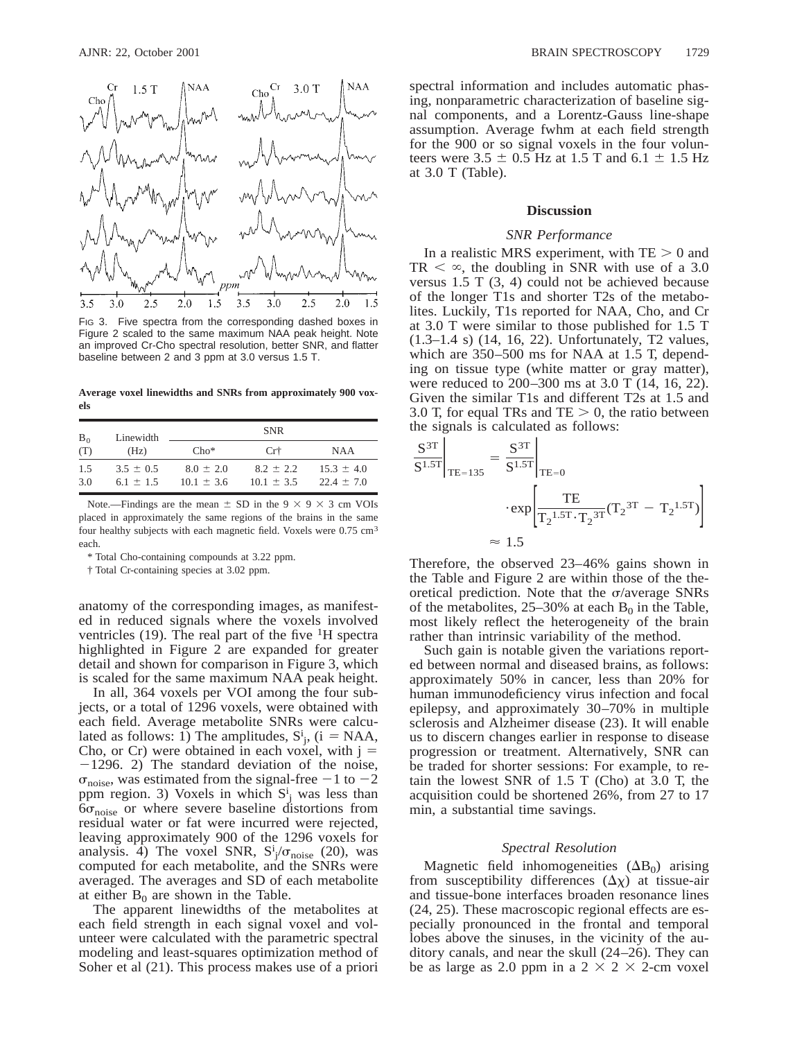FIG 3. Five spectra from the corresponding dashed boxes in Figure 2 scaled to the same maximum NAA peak height. Note an improved Cr-Cho spectral resolution, better SNR, and flatter baseline between 2 and 3 ppm at 3.0 versus 1.5 T.

**Average voxel linewidths and SNRs from approximately 900 voxels**

| $B_0$ (T) | Linewidth (Hz) | SNR | | |
|---|---|---|---|---|
| | | Cho* | Cr† | NAA |
| 1.5 | 3.5 ± 0.5 | 8.0 ± 2.0 | 8.2 ± 2.2 | 15.3 ± 4.0 |
| 3.0 | 6.1 ± 1.5 | 10.1 ± 3.6 | 10.1 ± 3.5 | 22.4 ± 7.0 |

Note.—Findings are the mean ± SD in the 9 × 9 × 3 cm VOIs placed in approximately the same regions of the brains in the same four healthy subjects with each magnetic field. Voxels were 0.75 cm³ each.

* Total Cho-containing compounds at 3.22 ppm.

† Total Cr-containing species at 3.02 ppm.

anatomy of the corresponding images, as manifested in reduced signals where the voxels involved ventricles (19). The real part of the five $^1$H spectra highlighted in Figure 2 are expanded for greater detail and shown for comparison in Figure 3, which is scaled for the same maximum NAA peak height.

In all, 364 voxels per VOI among the four subjects, or a total of 1296 voxels, were obtained with each field. Average metabolite SNRs were calculated as follows: 1) The amplitudes, $S^i_j$, (i = NAA, Cho, or Cr) were obtained in each voxel, with j = −1296. 2) The standard deviation of the noise, $\sigma_{noise}$, was estimated from the signal-free −1 to −2 ppm region. 3) Voxels in which $S^i_j$ was less than $6\sigma_{noise}$ or where severe baseline distortions from residual water or fat were incurred were rejected, leaving approximately 900 of the 1296 voxels for analysis. 4) The voxel SNR, $S^i_j/\sigma_{noise}$ (20), was computed for each metabolite, and the SNRs were averaged. The averages and SD of each metabolite at either $B_0$ are shown in the Table.

The apparent linewidths of the metabolites at each field strength in each signal voxel and volunteer were calculated with the parametric spectral modeling and least-squares optimization method of Soher et al (21). This process makes use of a priori spectral information and includes automatic phasing, nonparametric characterization of baseline signal components, and a Lorentz-Gauss line-shape assumption. Average fwhm at each field strength for the 900 or so signal voxels in the four volunteers were 3.5 ± 0.5 Hz at 1.5 T and 6.1 ± 1.5 Hz at 3.0 T (Table).

## Discussion

### *SNR Performance*

In a realistic MRS experiment, with TE > 0 and TR < ∞, the doubling in SNR with use of a 3.0 versus 1.5 T (3, 4) could not be achieved because of the longer T1s and shorter T2s of the metabolites. Luckily, T1s reported for NAA, Cho, and Cr at 3.0 T were similar to those published for 1.5 T (1.3–1.4 s) (14, 16, 22). Unfortunately, T2 values, which are 350–500 ms for NAA at 1.5 T, depending on tissue type (white matter or gray matter), were reduced to 200–300 ms at 3.0 T (14, 16, 22). Given the similar T1s and different T2s at 1.5 and 3.0 T, for equal TRs and TE > 0, the ratio between the signals is calculated as follows:

$$\left.\frac{S^{3T}}{S^{1.5T}}\right|_{TE=135} = \left.\frac{S^{3T}}{S^{1.5T}}\right|_{TE=0} \cdot \exp\left[\frac{TE}{T_2^{1.5T}\cdot T_2^{3T}}(T_2^{3T} - T_2^{1.5T})\right] \approx 1.5$$

Therefore, the observed 23–46% gains shown in the Table and Figure 2 are within those of the theoretical prediction. Note that the σ/average SNRs of the metabolites, 25–30% at each $B_0$ in the Table, most likely reflect the heterogeneity of the brain rather than intrinsic variability of the method.

Such gain is notable given the variations reported between normal and diseased brains, as follows: approximately 50% in cancer, less than 20% for human immunodeficiency virus infection and focal epilepsy, and approximately 30–70% in multiple sclerosis and Alzheimer disease (23). It will enable us to discern changes earlier in response to disease progression or treatment. Alternatively, SNR can be traded for shorter sessions: For example, to retain the lowest SNR of 1.5 T (Cho) at 3.0 T, the acquisition could be shortened 26%, from 27 to 17 min, a substantial time savings.

### *Spectral Resolution*

Magnetic field inhomogeneities ($\Delta B_0$) arising from susceptibility differences ($\Delta\chi$) at tissue-air and tissue-bone interfaces broaden resonance lines (24, 25). These macroscopic regional effects are especially pronounced in the frontal and temporal lobes above the sinuses, in the vicinity of the auditory canals, and near the skull (24–26). They can be as large as 2.0 ppm in a 2 × 2 × 2-cm voxel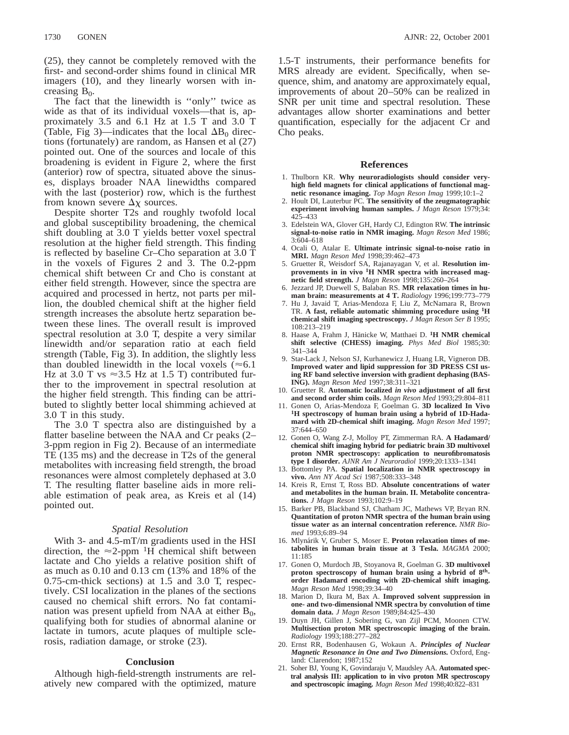(25), they cannot be completely removed with the first- and second-order shims found in clinical MR imagers (10), and they linearly worsen with increasing $B_0$.

The fact that the linewidth is ''only'' twice as wide as that of its individual voxels—that is, approximately 3.5 and 6.1 Hz at 1.5 T and 3.0 T (Table, Fig 3)—indicates that the local $\Delta B_0$ directions (fortunately) are random, as Hansen et al (27) pointed out. One of the sources and locale of this broadening is evident in Figure 2, where the first (anterior) row of spectra, situated above the sinuses, displays broader NAA linewidths compared with the last (posterior) row, which is the furthest from known severe $\Delta\chi$ sources.

Despite shorter T2s and roughly twofold local and global susceptibility broadening, the chemical shift doubling at 3.0 T yields better voxel spectral resolution at the higher field strength. This finding is reflected by baseline Cr–Cho separation at 3.0 T in the voxels of Figures 2 and 3. The 0.2-ppm chemical shift between Cr and Cho is constant at either field strength. However, since the spectra are acquired and processed in hertz, not parts per million, the doubled chemical shift at the higher field strength increases the absolute hertz separation between these lines. The overall result is improved spectral resolution at 3.0 T, despite a very similar linewidth and/or separation ratio at each field strength (Table, Fig 3). In addition, the slightly less than doubled linewidth in the local voxels ($\approx$6.1 Hz at 3.0 T vs $\approx$3.5 Hz at 1.5 T) contributed further to the improvement in spectral resolution at the higher field strength. This finding can be attributed to slightly better local shimming achieved at 3.0 T in this study.

The 3.0 T spectra also are distinguished by a flatter baseline between the NAA and Cr peaks (2–3-ppm region in Fig 2). Because of an intermediate TE (135 ms) and the decrease in T2s of the general metabolites with increasing field strength, the broad resonances were almost completely dephased at 3.0 T. The resulting flatter baseline aids in more reliable estimation of peak area, as Kreis et al (14) pointed out.

### *Spatial Resolution*

With 3- and 4.5-mT/m gradients used in the HSI direction, the $\approx$2-ppm $^1$H chemical shift between lactate and Cho yields a relative position shift of as much as 0.10 and 0.13 cm (13% and 18% of the 0.75-cm-thick sections) at 1.5 and 3.0 T, respectively. CSI localization in the planes of the sections caused no chemical shift errors. No fat contamination was present upfield from NAA at either $B_0$, qualifying both for studies of abnormal alanine or lactate in tumors, acute plaques of multiple sclerosis, radiation damage, or stroke (23).

## Conclusion

Although high-field-strength instruments are relatively new compared with the optimized, mature 1.5-T instruments, their performance benefits for MRS already are evident. Specifically, when sequence, shim, and anatomy are approximately equal, improvements of about 20–50% can be realized in SNR per unit time and spectral resolution. These advantages allow shorter examinations and better quantification, especially for the adjacent Cr and Cho peaks.

## References

1. Thulborn KR. **Why neuroradiologists should consider very-high field magnets for clinical applications of functional magnetic resonance imaging.** *Top Magn Reson Imag* 1999;10:1–2
2. Hoult DI, Lauterbur PC. **The sensitivity of the zeugmatographic experiment involving human samples.** *J Magn Reson* 1979;34:425–433
3. Edelstein WA, Glover GH, Hardy CJ, Edington RW. **The intrinsic signal-to-noise ratio in NMR imaging.** *Magn Reson Med* 1986;3:604–618
4. Ocali O, Atalar E. **Ultimate intrinsic signal-to-noise ratio in MRI.** *Magn Reson Med* 1998;39:462–473
5. Gruetter R, Weisdorf SA, Rajanayagan V, et al. **Resolution improvements in in vivo $^1$H NMR spectra with increased magnetic field strength.** *J Magn Reson* 1998;135:260–264
6. Jezzard JP, Duewell S, Balaban RS. **MR relaxation times in human brain: measurements at 4 T.** *Radiology* 1996;199:773–779
7. Hu J, Javaid T, Arias-Mendoza F, Liu Z, McNamara R, Brown TR. **A fast, reliable automatic shimming procedure using $^1$H chemical shift imaging spectroscopy.** *J Magn Reson Ser B* 1995;108:213–219
8. Haase A, Frahm J, Hänicke W, Matthaei D. **$^1$H NMR chemical shift selective (CHESS) imaging.** *Phys Med Biol* 1985;30:341–344
9. Star-Lack J, Nelson SJ, Kurhanewicz J, Huang LR, Vigneron DB. **Improved water and lipid suppression for 3D PRESS CSI using RF band selective inversion with gradient dephasing (BASING).** *Magn Reson Med* 1997;38:311–321
10. Gruetter R. **Automatic localized *in vivo* adjustment of all first and second order shim coils.** *Magn Reson Med* 1993;29:804–811
11. Gonen O, Arias-Mendoza F, Goelman G. **3D localized In Vivo $^1$H spectroscopy of human brain using a hybrid of 1D-Hadamard with 2D-chemical shift imaging.** *Magn Reson Med* 1997;37:644–650
12. Gonen O, Wang Z-J, Molloy PT, Zimmerman RA. **A Hadamard/chemical shift imaging hybrid for pediatric brain 3D multivoxel proton NMR spectroscopy: application to neurofibromatosis type I disorder.** *AJNR Am J Neuroradiol* 1999;20:1333–1341
13. Bottomley PA. **Spatial localization in NMR spectroscopy in vivo.** *Ann NY Acad Sci* 1987;508:333–348
14. Kreis R, Ernst T, Ross BD. **Absolute concentrations of water and metabolites in the human brain. II. Metabolite concentrations.** *J Magn Reson* 1993;102:9–19
15. Barker PB, Blackband SJ, Chatham JC, Mathews VP, Bryan RN. **Quantitation of proton NMR spectra of the human brain using tissue water as an internal concentration reference.** *NMR Biomed* 1993;6:89–94
16. Mlynárik V, Gruber S, Moser E. **Proton relaxation times of metabolites in human brain tissue at 3 Tesla.** *MAGMA* 2000;11:185
17. Gonen O, Murdoch JB, Stoyanova R, Goelman G. **3D multivoxel proton spectroscopy of human brain using a hybrid of 8th-order Hadamard encoding with 2D-chemical shift imaging.** *Magn Reson Med* 1998;39:34–40
18. Marion D, Ikura M, Bax A. **Improved solvent suppression in one- and two-dimensional NMR spectra by convolution of time domain data.** *J Magn Reson* 1989;84:425–430
19. Duyn JH, Gillen J, Sobering G, van Zijl PCM, Moonen CTW. **Multisection proton MR spectroscopic imaging of the brain.** *Radiology* 1993;188:277–282
20. Ernst RR, Bodenhausen G, Wokaun A. ***Principles of Nuclear Magnetic Resonance in One and Two Dimensions.*** Oxford, England: Clarendon; 1987;152
21. Soher BJ, Young K, Govindaraju V, Maudsley AA. **Automated spectral analysis III: application to in vivo proton MR spectroscopy and spectroscopic imaging.** *Magn Reson Med* 1998;40:822–831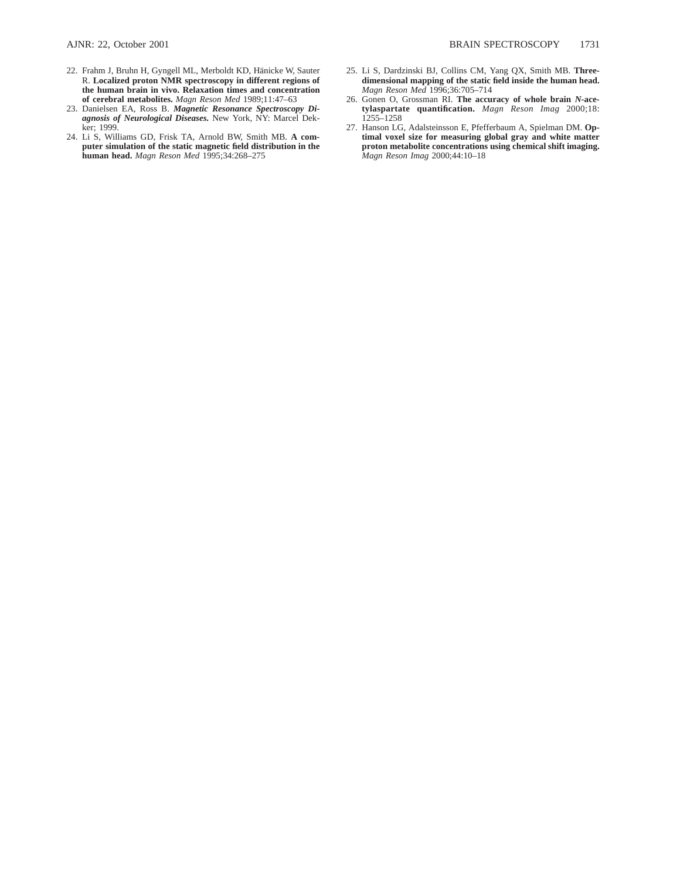22. Frahm J, Bruhn H, Gyngell ML, Merboldt KD, Hänicke W, Sauter R. **Localized proton NMR spectroscopy in different regions of the human brain in vivo. Relaxation times and concentration of cerebral metabolites.** *Magn Reson Med* 1989;11:47–63
23. Danielsen EA, Ross B. ***Magnetic Resonance Spectroscopy Diagnosis of Neurological Diseases.*** New York, NY: Marcel Dekker; 1999.
24. Li S, Williams GD, Frisk TA, Arnold BW, Smith MB. **A computer simulation of the static magnetic field distribution in the human head.** *Magn Reson Med* 1995;34:268–275
25. Li S, Dardzinski BJ, Collins CM, Yang QX, Smith MB. **Three-dimensional mapping of the static field inside the human head.** *Magn Reson Med* 1996;36:705–714
26. Gonen O, Grossman RI. **The accuracy of whole brain *N*-acetylaspartate quantification.** *Magn Reson Imag* 2000;18: 1255–1258
27. Hanson LG, Adalsteinsson E, Pfefferbaum A, Spielman DM. **Optimal voxel size for measuring global gray and white matter proton metabolite concentrations using chemical shift imaging.** *Magn Reson Imag* 2000;44:10–18